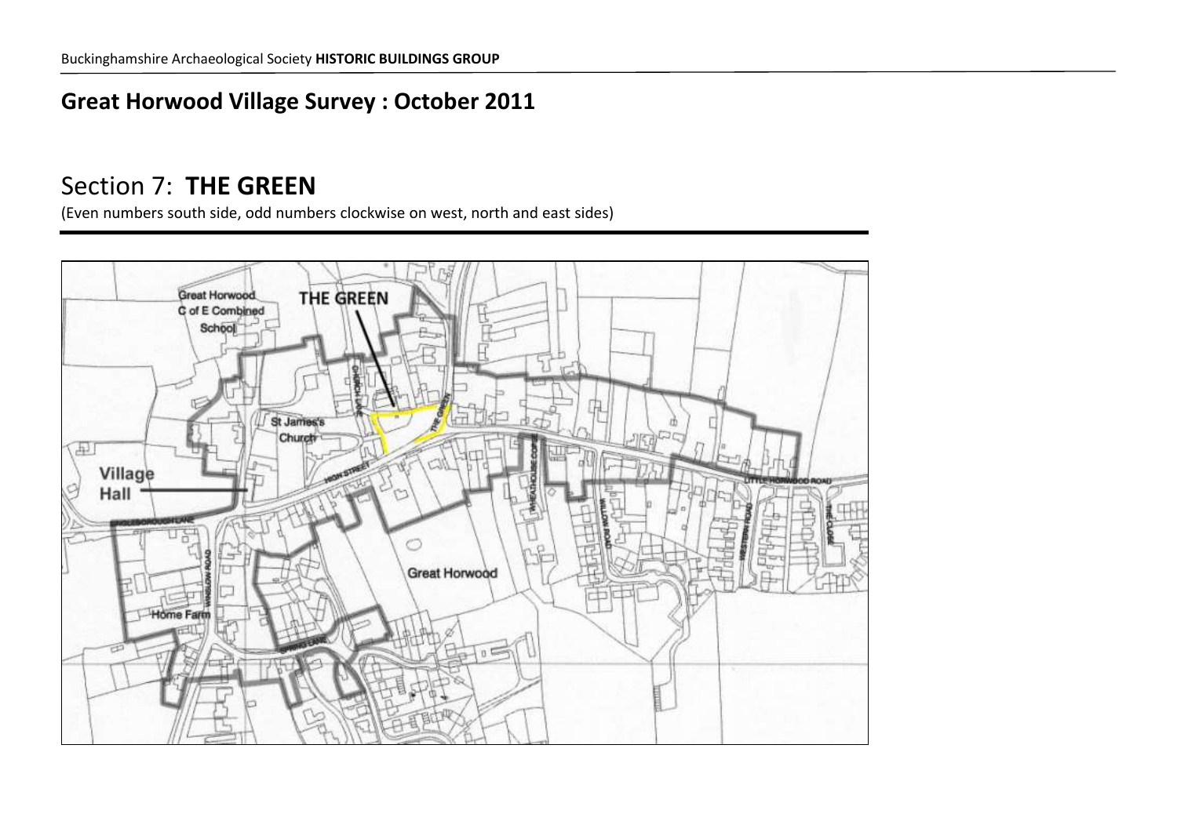Buckinghamshire Archaeological Society **HISTORIC BUILDINGS GROUP**

## Great Horwood Village Survey : October 2011

# Section 7: **THE GREEN**

(Even numbers south side, odd numbers clockwise on west, north and east sides)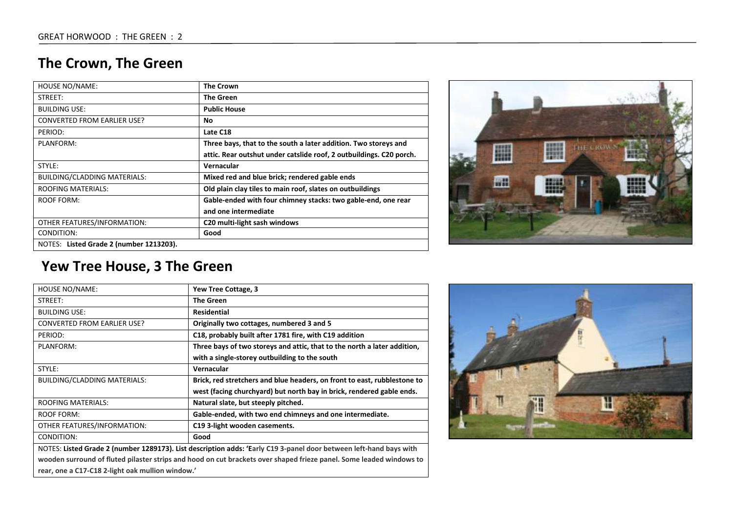## The Crown, The Green

| HOUSE NO/NAME: | **The Crown** |
|---|---|
| STREET: | **The Green** |
| BUILDING USE: | **Public House** |
| CONVERTED FROM EARLIER USE? | **No** |
| PERIOD: | **Late C18** |
| PLANFORM: | **Three bays, that to the south a later addition. Two storeys and attic. Rear outshut under catslide roof, 2 outbuildings. C20 porch.** |
| STYLE: | **Vernacular** |
| BUILDING/CLADDING MATERIALS: | **Mixed red and blue brick; rendered gable ends** |
| ROOFING MATERIALS: | **Old plain clay tiles to main roof, slates on outbuildings** |
| ROOF FORM: | **Gable-ended with four chimney stacks: two gable-end, one rear and one intermediate** |
| OTHER FEATURES/INFORMATION: | **C20 multi-light sash windows** |
| CONDITION: | **Good** |
| NOTES: **Listed Grade 2 (number 1213203).** | |

## Yew Tree House, 3 The Green

| HOUSE NO/NAME: | **Yew Tree Cottage, 3** |
|---|---|
| STREET: | **The Green** |
| BUILDING USE: | **Residential** |
| CONVERTED FROM EARLIER USE? | **Originally two cottages, numbered 3 and 5** |
| PERIOD: | **C18, probably built after 1781 fire, with C19 addition** |
| PLANFORM: | **Three bays of two storeys and attic, that to the north a later addition, with a single-storey outbuilding to the south** |
| STYLE: | **Vernacular** |
| BUILDING/CLADDING MATERIALS: | **Brick, red stretchers and blue headers, on front to east, rubblestone to west (facing churchyard) but north bay in brick, rendered gable ends.** |
| ROOFING MATERIALS: | **Natural slate, but steeply pitched.** |
| ROOF FORM: | **Gable-ended, with two end chimneys and one intermediate.** |
| OTHER FEATURES/INFORMATION: | **C19 3-light wooden casements.** |
| CONDITION: | **Good** |
| NOTES: **Listed Grade 2 (number 1289173). List description adds: 'Early C19 3-panel door between left-hand bays with wooden surround of fluted pilaster strips and hood on cut brackets over shaped frieze panel. Some leaded windows to rear, one a C17-C18 2-light oak mullion window.'** | |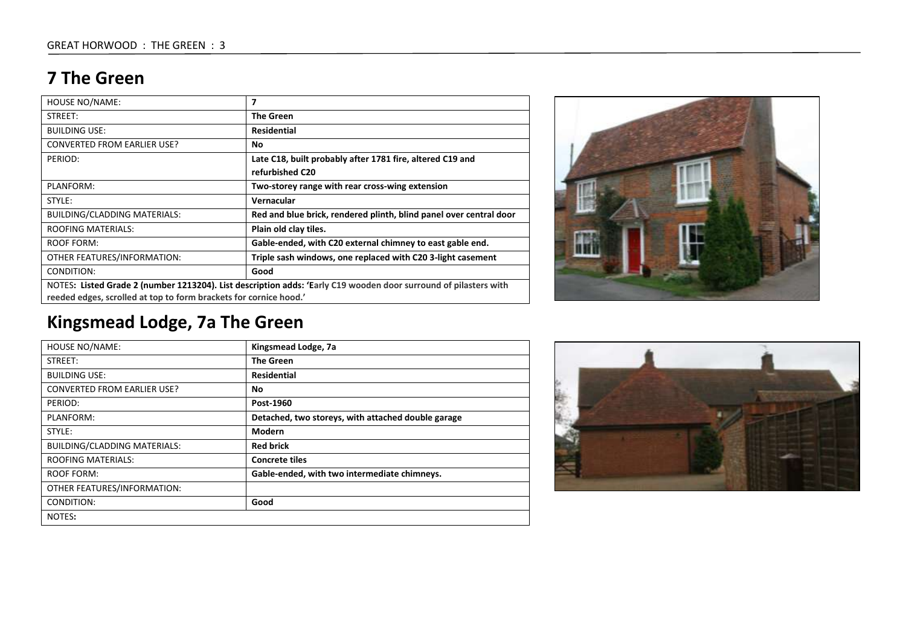# 7 The Green

| HOUSE NO/NAME: | **7** |
|---|---|
| STREET: | **The Green** |
| BUILDING USE: | **Residential** |
| CONVERTED FROM EARLIER USE? | **No** |
| PERIOD: | **Late C18, built probably after 1781 fire, altered C19 and refurbished C20** |
| PLANFORM: | **Two-storey range with rear cross-wing extension** |
| STYLE: | **Vernacular** |
| BUILDING/CLADDING MATERIALS: | **Red and blue brick, rendered plinth, blind panel over central door** |
| ROOFING MATERIALS: | **Plain old clay tiles.** |
| ROOF FORM: | **Gable-ended, with C20 external chimney to east gable end.** |
| OTHER FEATURES/INFORMATION: | **Triple sash windows, one replaced with C20 3-light casement** |
| CONDITION: | **Good** |
| NOTES**: Listed Grade 2 (number 1213204). List description adds: 'Early C19 wooden door surround of pilasters with reeded edges, scrolled at top to form brackets for cornice hood.'** | |

# Kingsmead Lodge, 7a The Green

| HOUSE NO/NAME: | **Kingsmead Lodge, 7a** |
|---|---|
| STREET: | **The Green** |
| BUILDING USE: | **Residential** |
| CONVERTED FROM EARLIER USE? | **No** |
| PERIOD: | **Post-1960** |
| PLANFORM: | **Detached, two storeys, with attached double garage** |
| STYLE: | **Modern** |
| BUILDING/CLADDING MATERIALS: | **Red brick** |
| ROOFING MATERIALS: | **Concrete tiles** |
| ROOF FORM: | **Gable-ended, with two intermediate chimneys.** |
| OTHER FEATURES/INFORMATION: | |
| CONDITION: | **Good** |
| NOTES**:** | |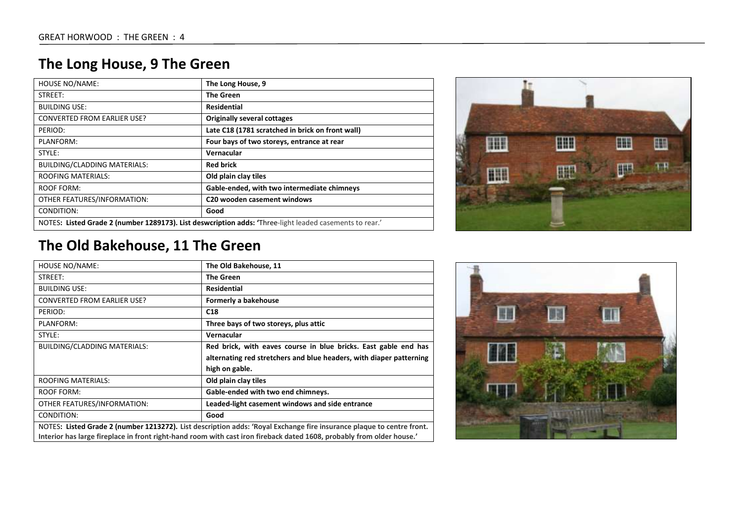## The Long House, 9 The Green

| HOUSE NO/NAME: | **The Long House, 9** |
| --- | --- |
| STREET: | **The Green** |
| BUILDING USE: | **Residential** |
| CONVERTED FROM EARLIER USE? | **Originally several cottages** |
| PERIOD: | **Late C18 (1781 scratched in brick on front wall)** |
| PLANFORM: | **Four bays of two storeys, entrance at rear** |
| STYLE: | **Vernacular** |
| BUILDING/CLADDING MATERIALS: | **Red brick** |
| ROOFING MATERIALS: | **Old plain clay tiles** |
| ROOF FORM: | **Gable-ended, with two intermediate chimneys** |
| OTHER FEATURES/INFORMATION: | **C20 wooden casement windows** |
| CONDITION: | **Good** |
| NOTES**: Listed Grade 2 (number 1289173). List deswcription adds: '**Three-light leaded casements to rear.' | |

## The Old Bakehouse, 11 The Green

| HOUSE NO/NAME: | **The Old Bakehouse, 11** |
| --- | --- |
| STREET: | **The Green** |
| BUILDING USE: | **Residential** |
| CONVERTED FROM EARLIER USE? | **Formerly a bakehouse** |
| PERIOD: | **C18** |
| PLANFORM: | **Three bays of two storeys, plus attic** |
| STYLE: | **Vernacular** |
| BUILDING/CLADDING MATERIALS: | **Red brick, with eaves course in blue bricks. East gable end has alternating red stretchers and blue headers, with diaper patterning high on gable.** |
| ROOFING MATERIALS: | **Old plain clay tiles** |
| ROOF FORM: | **Gable-ended with two end chimneys.** |
| OTHER FEATURES/INFORMATION: | **Leaded-light casement windows and side entrance** |
| CONDITION: | **Good** |
| NOTES**: Listed Grade 2 (number 1213272).** List description adds: 'Royal Exchange fire insurance plaque to centre front. Interior has large fireplace in front right-hand room with cast iron fireback dated 1608, probably from older house.' | |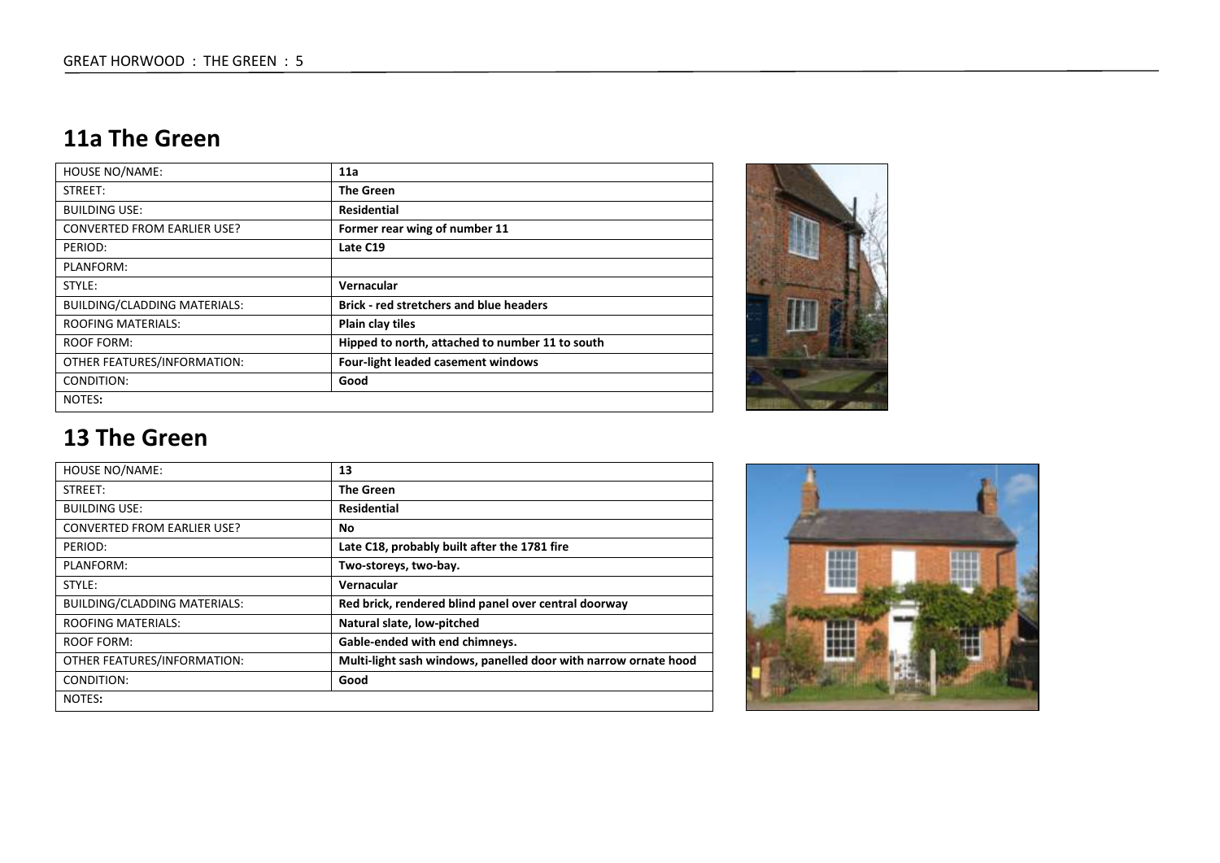## 11a The Green

| HOUSE NO/NAME: | 11a |
|---|---|
| STREET: | The Green |
| BUILDING USE: | Residential |
| CONVERTED FROM EARLIER USE? | Former rear wing of number 11 |
| PERIOD: | Late C19 |
| PLANFORM: | |
| STYLE: | Vernacular |
| BUILDING/CLADDING MATERIALS: | Brick - red stretchers and blue headers |
| ROOFING MATERIALS: | Plain clay tiles |
| ROOF FORM: | Hipped to north, attached to number 11 to south |
| OTHER FEATURES/INFORMATION: | Four-light leaded casement windows |
| CONDITION: | Good |
| NOTES: | |

## 13 The Green

| HOUSE NO/NAME: | 13 |
|---|---|
| STREET: | The Green |
| BUILDING USE: | Residential |
| CONVERTED FROM EARLIER USE? | No |
| PERIOD: | Late C18, probably built after the 1781 fire |
| PLANFORM: | Two-storeys, two-bay. |
| STYLE: | Vernacular |
| BUILDING/CLADDING MATERIALS: | Red brick, rendered blind panel over central doorway |
| ROOFING MATERIALS: | Natural slate, low-pitched |
| ROOF FORM: | Gable-ended with end chimneys. |
| OTHER FEATURES/INFORMATION: | Multi-light sash windows, panelled door with narrow ornate hood |
| CONDITION: | Good |
| NOTES: | |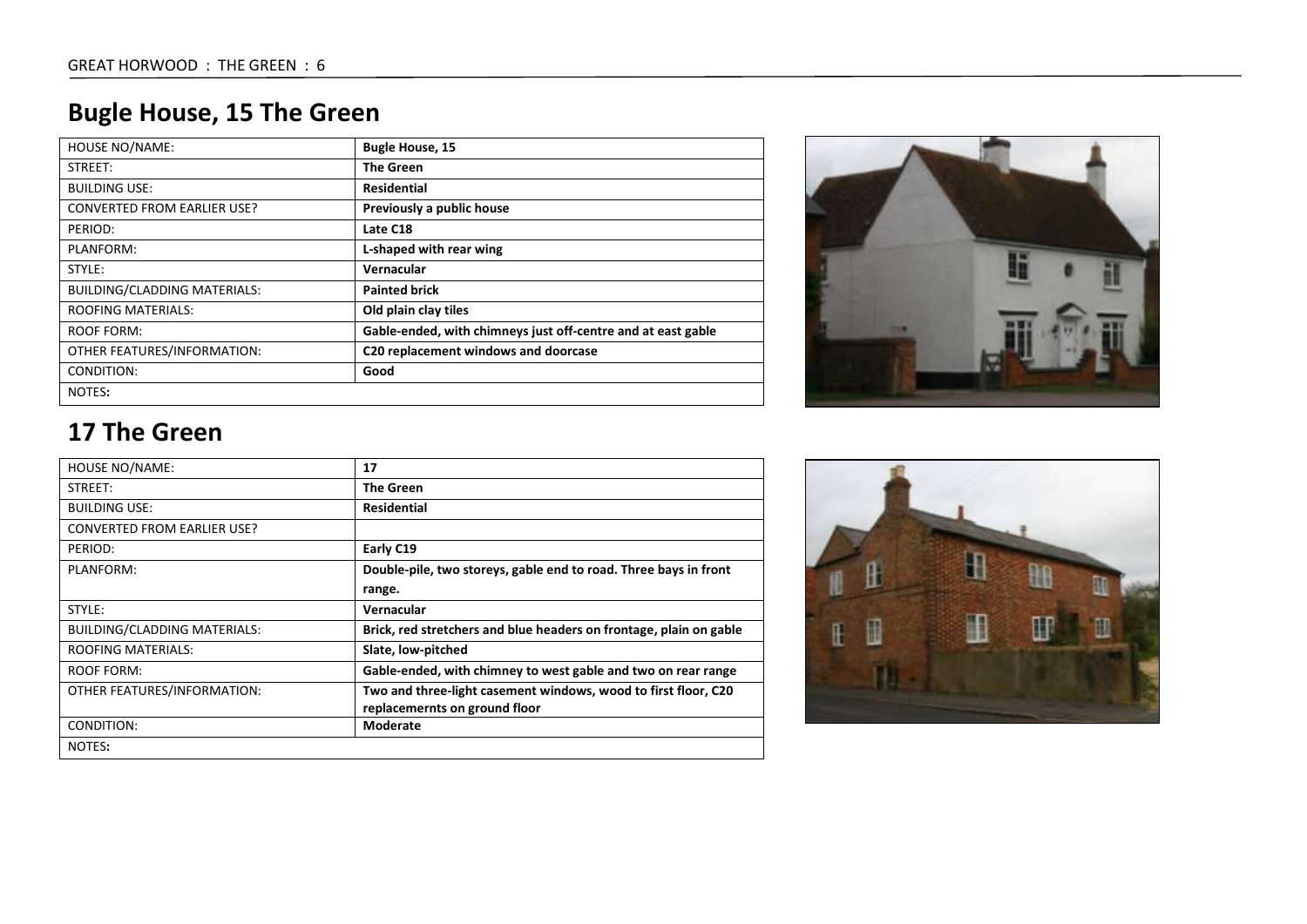## Bugle House, 15 The Green

| HOUSE NO/NAME: | **Bugle House, 15** |
|---|---|
| STREET: | **The Green** |
| BUILDING USE: | **Residential** |
| CONVERTED FROM EARLIER USE? | **Previously a public house** |
| PERIOD: | **Late C18** |
| PLANFORM: | **L-shaped with rear wing** |
| STYLE: | **Vernacular** |
| BUILDING/CLADDING MATERIALS: | **Painted brick** |
| ROOFING MATERIALS: | **Old plain clay tiles** |
| ROOF FORM: | **Gable-ended, with chimneys just off-centre and at east gable** |
| OTHER FEATURES/INFORMATION: | **C20 replacement windows and doorcase** |
| CONDITION: | **Good** |
| NOTES**:** | |

## 17 The Green

| HOUSE NO/NAME: | **17** |
|---|---|
| STREET: | **The Green** |
| BUILDING USE: | **Residential** |
| CONVERTED FROM EARLIER USE? | |
| PERIOD: | **Early C19** |
| PLANFORM: | **Double-pile, two storeys, gable end to road. Three bays in front range.** |
| STYLE: | **Vernacular** |
| BUILDING/CLADDING MATERIALS: | **Brick, red stretchers and blue headers on frontage, plain on gable** |
| ROOFING MATERIALS: | **Slate, low-pitched** |
| ROOF FORM: | **Gable-ended, with chimney to west gable and two on rear range** |
| OTHER FEATURES/INFORMATION: | **Two and three-light casement windows, wood to first floor, C20 replacemernts on ground floor** |
| CONDITION: | **Moderate** |
| NOTES**:** | |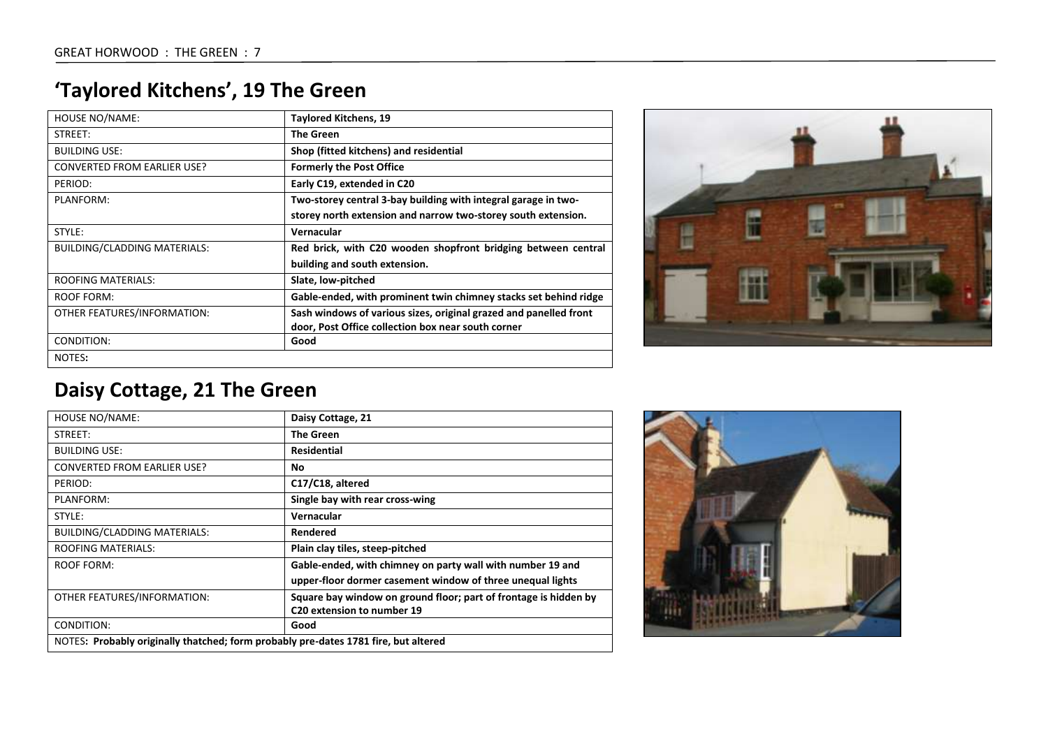## 'Taylored Kitchens', 19 The Green

| HOUSE NO/NAME: | **Taylored Kitchens, 19** |
|---|---|
| STREET: | **The Green** |
| BUILDING USE: | **Shop (fitted kitchens) and residential** |
| CONVERTED FROM EARLIER USE? | **Formerly the Post Office** |
| PERIOD: | **Early C19, extended in C20** |
| PLANFORM: | **Two-storey central 3-bay building with integral garage in two-storey north extension and narrow two-storey south extension.** |
| STYLE: | **Vernacular** |
| BUILDING/CLADDING MATERIALS: | **Red brick, with C20 wooden shopfront bridging between central building and south extension.** |
| ROOFING MATERIALS: | **Slate, low-pitched** |
| ROOF FORM: | **Gable-ended, with prominent twin chimney stacks set behind ridge** |
| OTHER FEATURES/INFORMATION: | **Sash windows of various sizes, original grazed and panelled front door, Post Office collection box near south corner** |
| CONDITION: | **Good** |
| NOTES: | |

## Daisy Cottage, 21 The Green

| HOUSE NO/NAME: | **Daisy Cottage, 21** |
|---|---|
| STREET: | **The Green** |
| BUILDING USE: | **Residential** |
| CONVERTED FROM EARLIER USE? | **No** |
| PERIOD: | **C17/C18, altered** |
| PLANFORM: | **Single bay with rear cross-wing** |
| STYLE: | **Vernacular** |
| BUILDING/CLADDING MATERIALS: | **Rendered** |
| ROOFING MATERIALS: | **Plain clay tiles, steep-pitched** |
| ROOF FORM: | **Gable-ended, with chimney on party wall with number 19 and upper-floor dormer casement window of three unequal lights** |
| OTHER FEATURES/INFORMATION: | **Square bay window on ground floor; part of frontage is hidden by C20 extension to number 19** |
| CONDITION: | **Good** |
| NOTES: **Probably originally thatched; form probably pre-dates 1781 fire, but altered** | |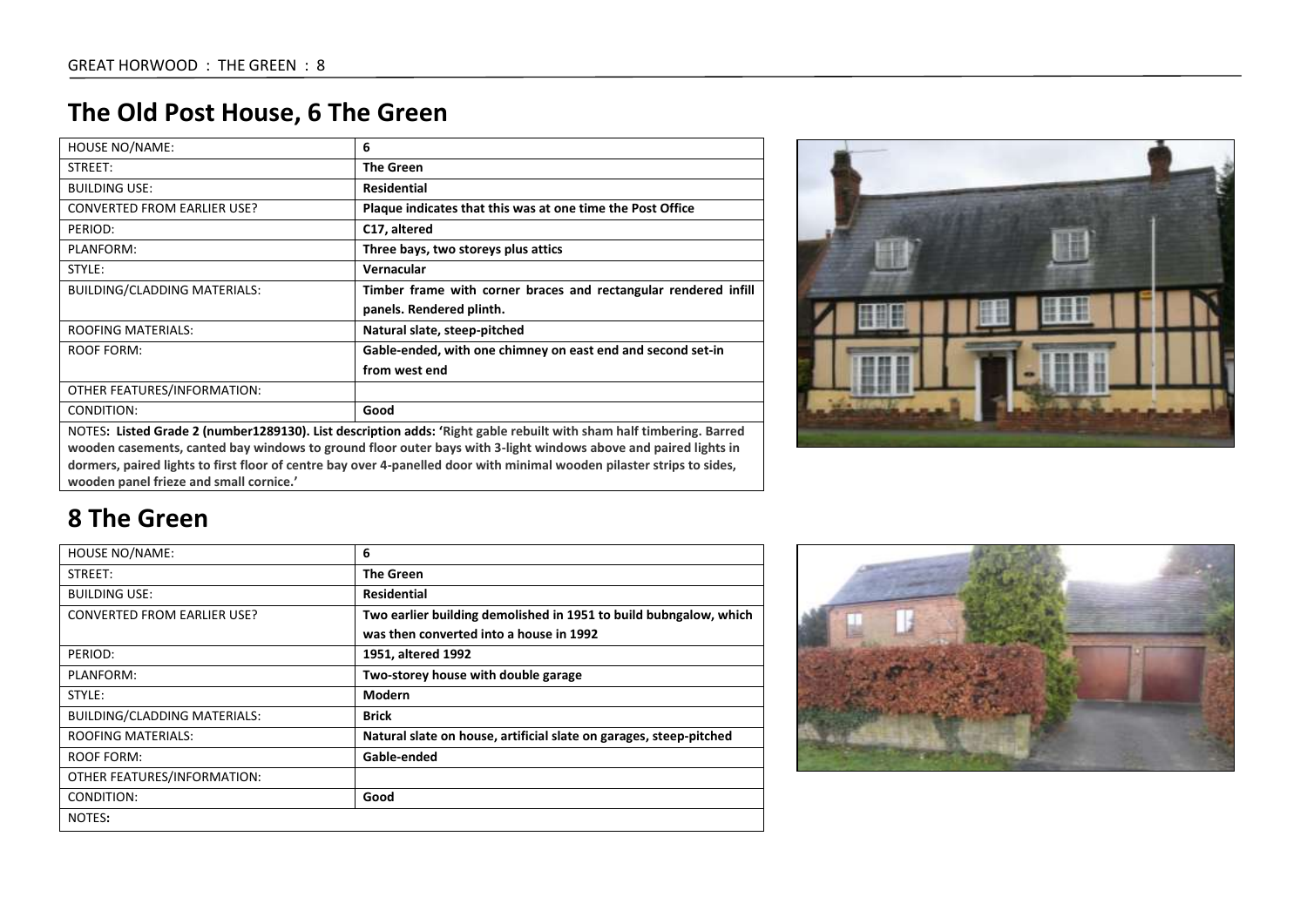## The Old Post House, 6 The Green

| | |
|---|---|
| HOUSE NO/NAME: | **6** |
| STREET: | **The Green** |
| BUILDING USE: | **Residential** |
| CONVERTED FROM EARLIER USE? | **Plaque indicates that this was at one time the Post Office** |
| PERIOD: | **C17, altered** |
| PLANFORM: | **Three bays, two storeys plus attics** |
| STYLE: | **Vernacular** |
| BUILDING/CLADDING MATERIALS: | **Timber frame with corner braces and rectangular rendered infill panels. Rendered plinth.** |
| ROOFING MATERIALS: | **Natural slate, steep-pitched** |
| ROOF FORM: | **Gable-ended, with one chimney on east end and second set-in from west end** |
| OTHER FEATURES/INFORMATION: | |
| CONDITION: | **Good** |

NOTES**: Listed Grade 2 (number1289130). List description adds: 'Right gable rebuilt with sham half timbering. Barred wooden casements, canted bay windows to ground floor outer bays with 3-light windows above and paired lights in dormers, paired lights to first floor of centre bay over 4-panelled door with minimal wooden pilaster strips to sides, wooden panel frieze and small cornice.'**

## 8 The Green

| | |
|---|---|
| HOUSE NO/NAME: | **6** |
| STREET: | **The Green** |
| BUILDING USE: | **Residential** |
| CONVERTED FROM EARLIER USE? | **Two earlier building demolished in 1951 to build bubngalow, which was then converted into a house in 1992** |
| PERIOD: | **1951, altered 1992** |
| PLANFORM: | **Two-storey house with double garage** |
| STYLE: | **Modern** |
| BUILDING/CLADDING MATERIALS: | **Brick** |
| ROOFING MATERIALS: | **Natural slate on house, artificial slate on garages, steep-pitched** |
| ROOF FORM: | **Gable-ended** |
| OTHER FEATURES/INFORMATION: | |
| CONDITION: | **Good** |

NOTES**:**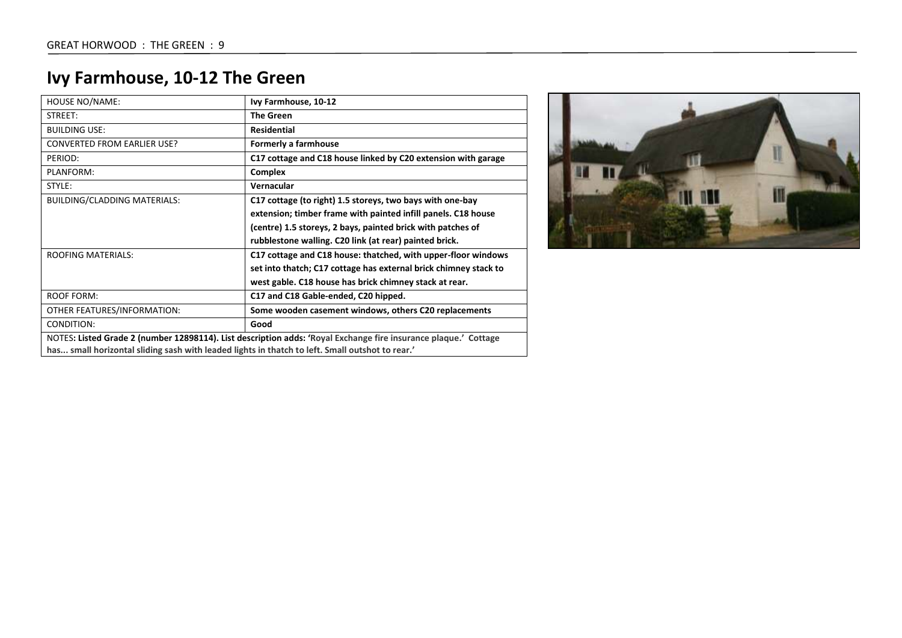# Ivy Farmhouse, 10-12 The Green

| | |
|---|---|
| HOUSE NO/NAME: | **Ivy Farmhouse, 10-12** |
| STREET: | **The Green** |
| BUILDING USE: | **Residential** |
| CONVERTED FROM EARLIER USE? | **Formerly a farmhouse** |
| PERIOD: | **C17 cottage and C18 house linked by C20 extension with garage** |
| PLANFORM: | **Complex** |
| STYLE: | **Vernacular** |
| BUILDING/CLADDING MATERIALS: | **C17 cottage (to right) 1.5 storeys, two bays with one-bay extension; timber frame with painted infill panels. C18 house (centre) 1.5 storeys, 2 bays, painted brick with patches of rubblestone walling. C20 link (at rear) painted brick.** |
| ROOFING MATERIALS: | **C17 cottage and C18 house: thatched, with upper-floor windows set into thatch; C17 cottage has external brick chimney stack to west gable. C18 house has brick chimney stack at rear.** |
| ROOF FORM: | **C17 and C18 Gable-ended, C20 hipped.** |
| OTHER FEATURES/INFORMATION: | **Some wooden casement windows, others C20 replacements** |
| CONDITION: | **Good** |

NOTES**: Listed Grade 2 (number 12898114). List description adds: 'Royal Exchange fire insurance plaque.' Cottage has... small horizontal sliding sash with leaded lights in thatch to left. Small outshot to rear.'**